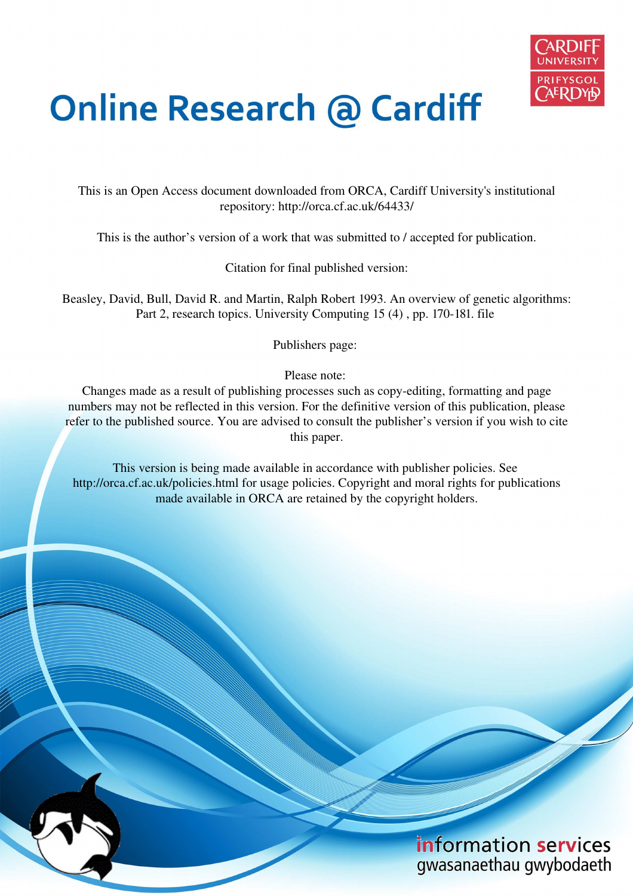# Online Research @ Cardiff

This is an Open Access document downloaded from ORCA, Cardiff University's institutional repository: http://orca.cf.ac.uk/64433/

This is the author's version of a work that was submitted to / accepted for publication.

Citation for final published version:

Beasley, David, Bull, David R. and Martin, Ralph Robert 1993. An overview of genetic algorithms: Part 2, research topics. University Computing 15 (4) , pp. 170-181. file

Publishers page:

Please note:
Changes made as a result of publishing processes such as copy-editing, formatting and page numbers may not be reflected in this version. For the definitive version of this publication, please refer to the published source. You are advised to consult the publisher's version if you wish to cite this paper.

This version is being made available in accordance with publisher policies. See http://orca.cf.ac.uk/policies.html for usage policies. Copyright and moral rights for publications made available in ORCA are retained by the copyright holders.

information services
gwasanaethau gwybodaeth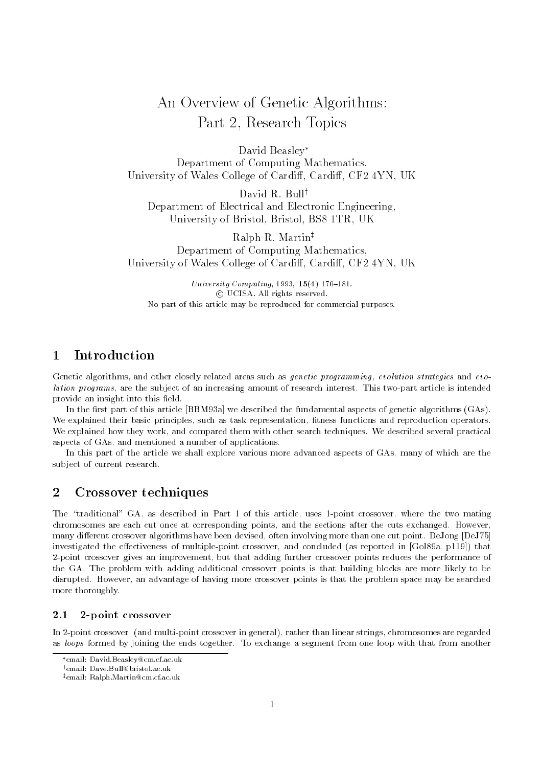# An Overview of Genetic Algorithms: Part 2, Research Topics

David Beasley[*]
Department of Computing Mathematics,
University of Wales College of Cardiff, Cardiff, CF2 4YN, UK

David R. Bull[†]
Department of Electrical and Electronic Engineering,
University of Bristol, Bristol, BS8 1TR, UK

Ralph R. Martin[‡]
Department of Computing Mathematics,
University of Wales College of Cardiff, Cardiff, CF2 4YN, UK

*University Computing*, 1993, **15**(4) 170–181.
© UCISA. All rights reserved.
No part of this article may be reproduced for commercial purposes.

## 1 Introduction

Genetic algorithms, and other closely related areas such as *genetic programming*, *evolution strategies* and *evolution programs*, are the subject of an increasing amount of research interest. This two-part article is intended provide an insight into this field.

In the first part of this article [BBM93a] we described the fundamental aspects of genetic algorithms (GAs). We explained their basic principles, such as task representation, fitness functions and reproduction operators. We explained how they work, and compared them with other search techniques. We described several practical aspects of GAs, and mentioned a number of applications.

In this part of the article we shall explore various more advanced aspects of GAs, many of which are the subject of current research.

## 2 Crossover techniques

The "traditional" GA, as described in Part 1 of this article, uses 1-point crossover, where the two mating chromosomes are each cut once at corresponding points, and the sections after the cuts exchanged. However, many different crossover algorithms have been devised, often involving more than one cut point. DeJong [DeJ75] investigated the effectiveness of multiple-point crossover, and concluded (as reported in [Gol89a, p119]) that 2-point crossover gives an improvement, but that adding further crossover points reduces the performance of the GA. The problem with adding additional crossover points is that building blocks are more likely to be disrupted. However, an advantage of having more crossover points is that the problem space may be searched more thoroughly.

### 2.1 2-point crossover

In 2-point crossover, (and multi-point crossover in general), rather than linear strings, chromosomes are regarded as *loops* formed by joining the ends together. To exchange a segment from one loop with that from another

[*] email: David.Beasley@cm.cf.ac.uk
[†] email: Dave.Bull@bristol.ac.uk
[‡] email: Ralph.Martin@cm.cf.ac.uk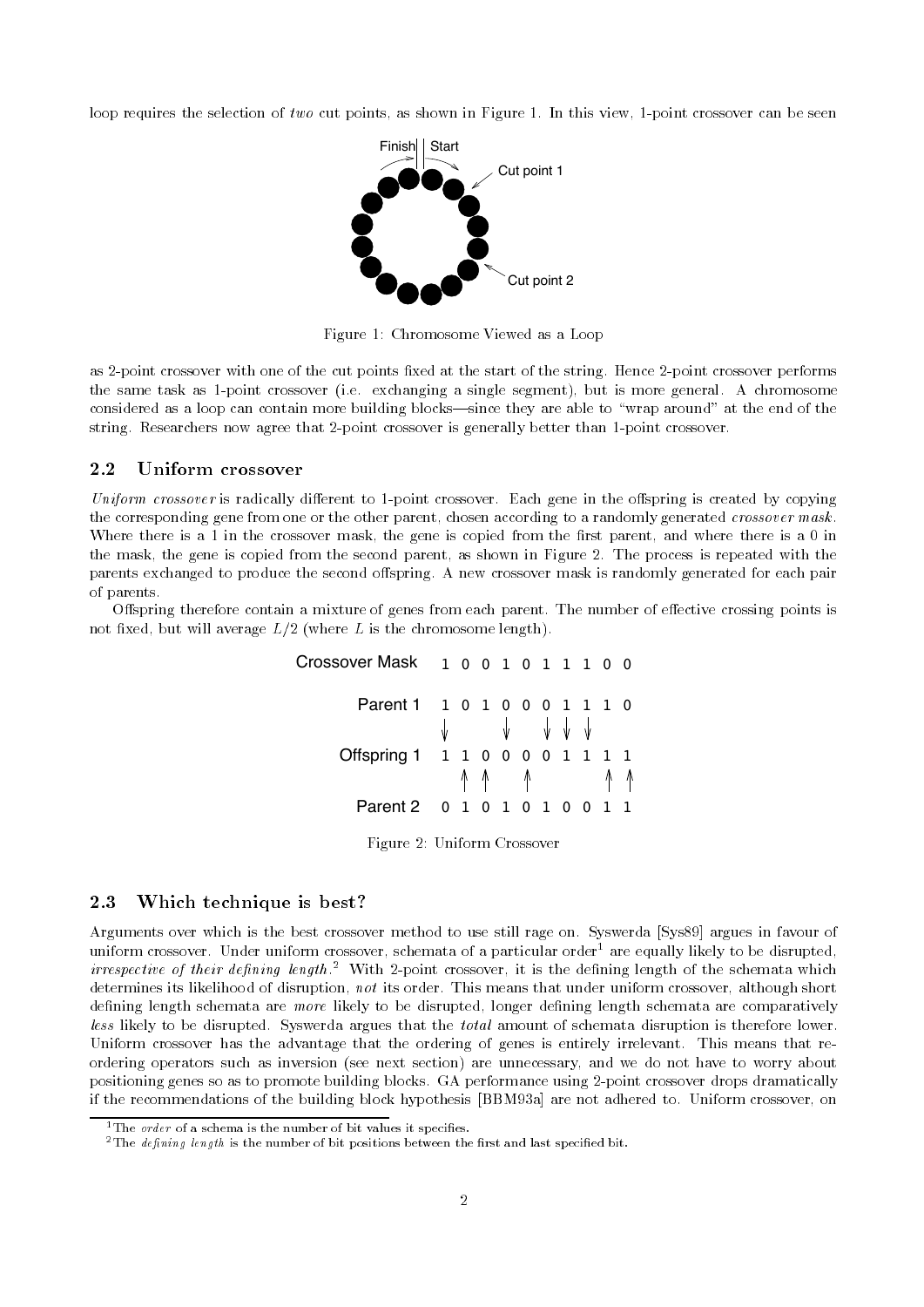loop requires the selection of *two* cut points, as shown in Figure 1. In this view, 1-point crossover can be seen

Figure 1: Chromosome Viewed as a Loop

as 2-point crossover with one of the cut points fixed at the start of the string. Hence 2-point crossover performs the same task as 1-point crossover (i.e. exchanging a single segment), but is more general. A chromosome considered as a loop can contain more building blocks—since they are able to "wrap around" at the end of the string. Researchers now agree that 2-point crossover is generally better than 1-point crossover.

### 2.2 Uniform crossover

*Uniform crossover* is radically different to 1-point crossover. Each gene in the offspring is created by copying the corresponding gene from one or the other parent, chosen according to a randomly generated *crossover mask*. Where there is a 1 in the crossover mask, the gene is copied from the first parent, and where there is a 0 in the mask, the gene is copied from the second parent, as shown in Figure 2. The process is repeated with the parents exchanged to produce the second offspring. A new crossover mask is randomly generated for each pair of parents.

Offspring therefore contain a mixture of genes from each parent. The number of effective crossing points is not fixed, but will average $L/2$ (where $L$ is the chromosome length).

```
Crossover Mask   1 0 0 1 0 1 1 1 0 0

      Parent 1   1 0 1 0 0 0 1 1 1 0
                 ↓     ↓   ↓ ↓ ↓
   Offspring 1   1 1 0 0 0 0 1 1 1 1
                   ↑ ↑   ↑       ↑ ↑
      Parent 2   0 1 0 1 0 1 0 0 1 1
```

Figure 2: Uniform Crossover

### 2.3 Which technique is best?

Arguments over which is the best crossover method to use still rage on. Syswerda [Sys89] argues in favour of uniform crossover. Under uniform crossover, schemata of a particular order[1] are equally likely to be disrupted, *irrespective of their defining length*.[2] With 2-point crossover, it is the defining length of the schemata which determines its likelihood of disruption, *not* its order. This means that under uniform crossover, although short defining length schemata are *more* likely to be disrupted, longer defining length schemata are comparatively *less* likely to be disrupted. Syswerda argues that the *total* amount of schemata disruption is therefore lower. Uniform crossover has the advantage that the ordering of genes is entirely irrelevant. This means that re-ordering operators such as inversion (see next section) are unnecessary, and we do not have to worry about positioning genes so as to promote building blocks. GA performance using 2-point crossover drops dramatically if the recommendations of the building block hypothesis [BBM93a] are not adhered to. Uniform crossover, on

[1] The *order* of a schema is the number of bit values it specifies.

[2] The *defining length* is the number of bit positions between the first and last specified bit.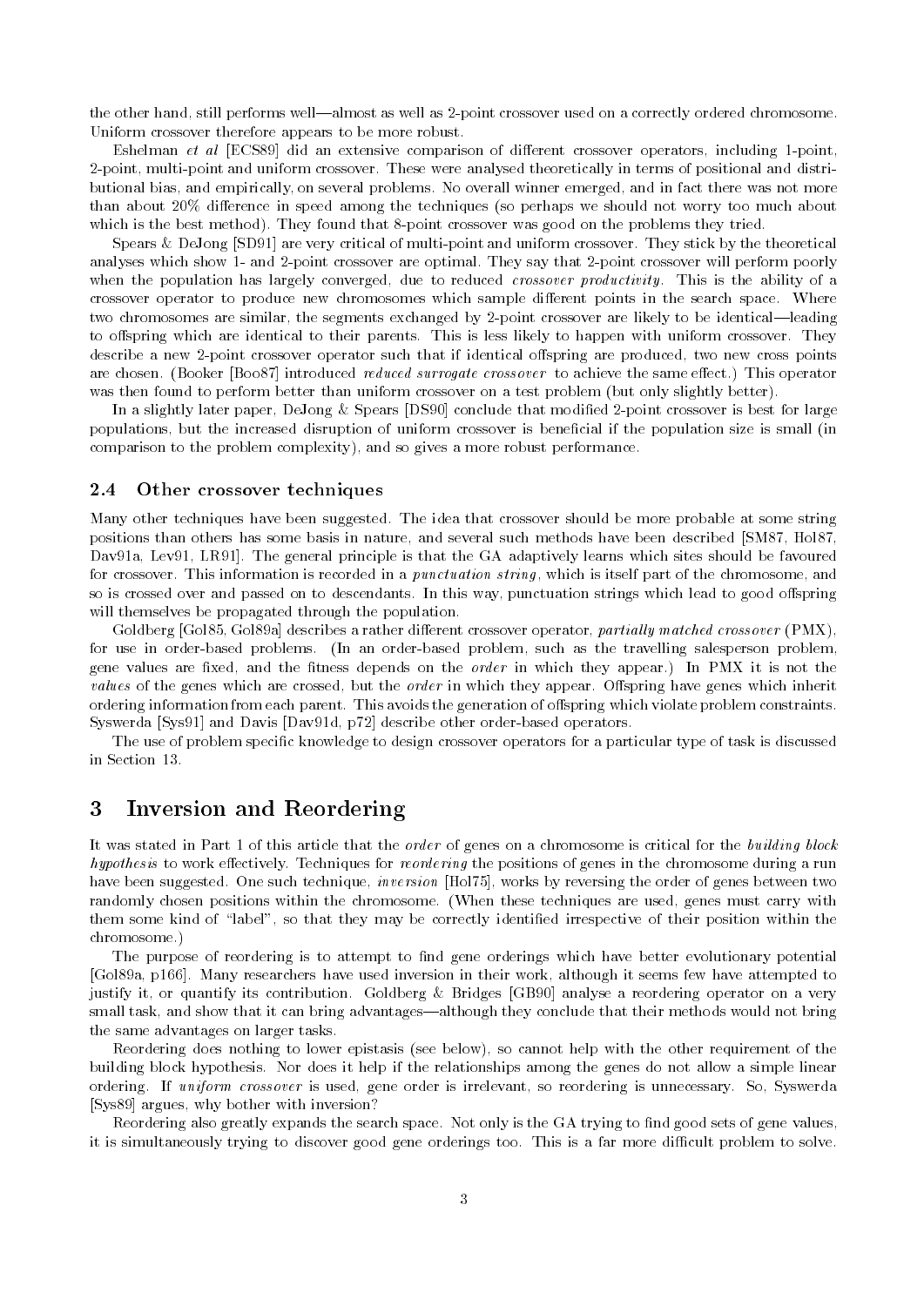the other hand, still performs well—almost as well as 2-point crossover used on a correctly ordered chromosome. Uniform crossover therefore appears to be more robust.

Eshelman *et al* [ECS89] did an extensive comparison of different crossover operators, including 1-point, 2-point, multi-point and uniform crossover. These were analysed theoretically in terms of positional and distributional bias, and empirically, on several problems. No overall winner emerged, and in fact there was not more than about 20% difference in speed among the techniques (so perhaps we should not worry too much about which is the best method). They found that 8-point crossover was good on the problems they tried.

Spears & DeJong [SD91] are very critical of multi-point and uniform crossover. They stick by the theoretical analyses which show 1- and 2-point crossover are optimal. They say that 2-point crossover will perform poorly when the population has largely converged, due to reduced *crossover productivity*. This is the ability of a crossover operator to produce new chromosomes which sample different points in the search space. Where two chromosomes are similar, the segments exchanged by 2-point crossover are likely to be identical—leading to offspring which are identical to their parents. This is less likely to happen with uniform crossover. They describe a new 2-point crossover operator such that if identical offspring are produced, two new cross points are chosen. (Booker [Boo87] introduced *reduced surrogate crossover* to achieve the same effect.) This operator was then found to perform better than uniform crossover on a test problem (but only slightly better).

In a slightly later paper, DeJong & Spears [DS90] conclude that modified 2-point crossover is best for large populations, but the increased disruption of uniform crossover is beneficial if the population size is small (in comparison to the problem complexity), and so gives a more robust performance.

### 2.4 Other crossover techniques

Many other techniques have been suggested. The idea that crossover should be more probable at some string positions than others has some basis in nature, and several such methods have been described [SM87, Hol87, Dav91a, Lev91, LR91]. The general principle is that the GA adaptively learns which sites should be favoured for crossover. This information is recorded in a *punctuation string*, which is itself part of the chromosome, and so is crossed over and passed on to descendants. In this way, punctuation strings which lead to good offspring will themselves be propagated through the population.

Goldberg [Gol85, Gol89a] describes a rather different crossover operator, *partially matched crossover* (PMX), for use in order-based problems. (In an order-based problem, such as the travelling salesperson problem, gene values are fixed, and the fitness depends on the *order* in which they appear.) In PMX it is not the *values* of the genes which are crossed, but the *order* in which they appear. Offspring have genes which inherit ordering information from each parent. This avoids the generation of offspring which violate problem constraints. Syswerda [Sys91] and Davis [Dav91d, p72] describe other order-based operators.

The use of problem specific knowledge to design crossover operators for a particular type of task is discussed in Section 13.

## 3 Inversion and Reordering

It was stated in Part 1 of this article that the *order* of genes on a chromosome is critical for the *building block hypothesis* to work effectively. Techniques for *reordering* the positions of genes in the chromosome during a run have been suggested. One such technique, *inversion* [Hol75], works by reversing the order of genes between two randomly chosen positions within the chromosome. (When these techniques are used, genes must carry with them some kind of "label", so that they may be correctly identified irrespective of their position within the chromosome.)

The purpose of reordering is to attempt to find gene orderings which have better evolutionary potential [Gol89a, p166]. Many researchers have used inversion in their work, although it seems few have attempted to justify it, or quantify its contribution. Goldberg & Bridges [GB90] analyse a reordering operator on a very small task, and show that it can bring advantages—although they conclude that their methods would not bring the same advantages on larger tasks.

Reordering does nothing to lower epistasis (see below), so cannot help with the other requirement of the building block hypothesis. Nor does it help if the relationships among the genes do not allow a simple linear ordering. If *uniform crossover* is used, gene order is irrelevant, so reordering is unnecessary. So, Syswerda [Sys89] argues, why bother with inversion?

Reordering also greatly expands the search space. Not only is the GA trying to find good sets of gene values, it is simultaneously trying to discover good gene orderings too. This is a far more difficult problem to solve.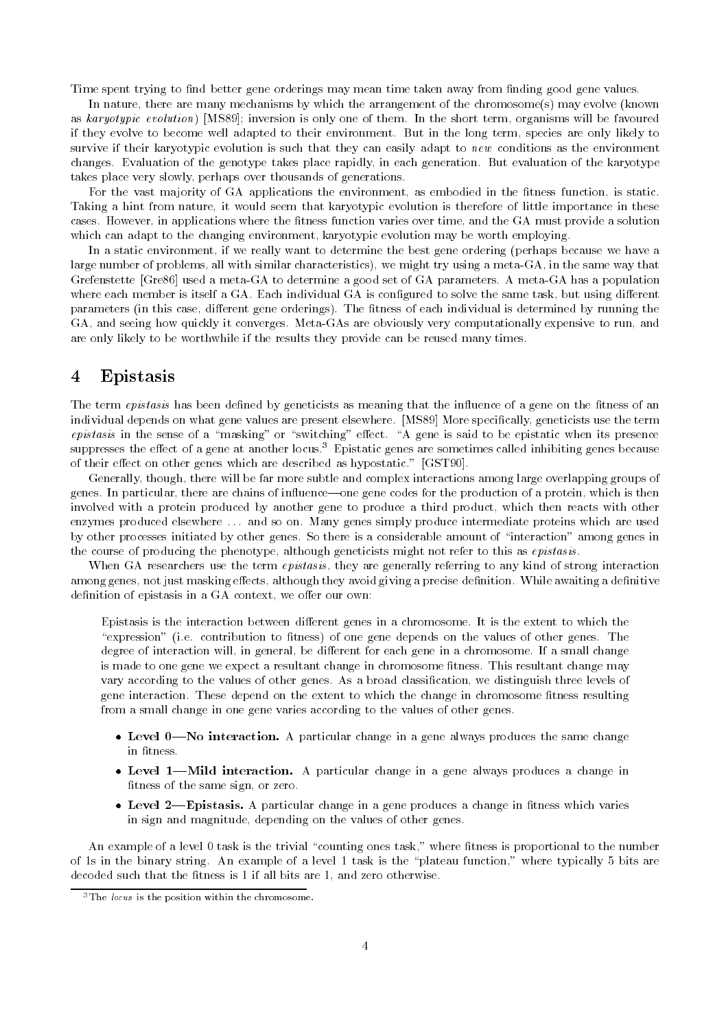Time spent trying to find better gene orderings may mean time taken away from finding good gene values.

In nature, there are many mechanisms by which the arrangement of the chromosome(s) may evolve (known as *karyotypic evolution*) [MS89]; inversion is only one of them. In the short term, organisms will be favoured if they evolve to become well adapted to their environment. But in the long term, species are only likely to survive if their karyotypic evolution is such that they can easily adapt to *new* conditions as the environment changes. Evaluation of the genotype takes place rapidly, in each generation. But evaluation of the karyotype takes place very slowly, perhaps over thousands of generations.

For the vast majority of GA applications the environment, as embodied in the fitness function, is static. Taking a hint from nature, it would seem that karyotypic evolution is therefore of little importance in these cases. However, in applications where the fitness function varies over time, and the GA must provide a solution which can adapt to the changing environment, karyotypic evolution may be worth employing.

In a static environment, if we really want to determine the best gene ordering (perhaps because we have a large number of problems, all with similar characteristics), we might try using a meta-GA, in the same way that Grefenstette [Gre86] used a meta-GA to determine a good set of GA parameters. A meta-GA has a population where each member is itself a GA. Each individual GA is configured to solve the same task, but using different parameters (in this case, different gene orderings). The fitness of each individual is determined by running the GA, and seeing how quickly it converges. Meta-GAs are obviously very computationally expensive to run, and are only likely to be worthwhile if the results they provide can be reused many times.

## 4 Epistasis

The term *epistasis* has been defined by geneticists as meaning that the influence of a gene on the fitness of an individual depends on what gene values are present elsewhere. [MS89] More specifically, geneticists use the term *epistasis* in the sense of a "masking" or "switching" effect. "A gene is said to be epistatic when its presence suppresses the effect of a gene at another locus.[3] Epistatic genes are sometimes called inhibiting genes because of their effect on other genes which are described as hypostatic." [GST90].

Generally, though, there will be far more subtle and complex interactions among large overlapping groups of genes. In particular, there are chains of influence—one gene codes for the production of a protein, which is then involved with a protein produced by another gene to produce a third product, which then reacts with other enzymes produced elsewhere ... and so on. Many genes simply produce intermediate proteins which are used by other processes initiated by other genes. So there is a considerable amount of "interaction" among genes in the course of producing the phenotype, although geneticists might not refer to this as *epistasis*.

When GA researchers use the term *epistasis*, they are generally referring to any kind of strong interaction among genes, not just masking effects, although they avoid giving a precise definition. While awaiting a definitive definition of epistasis in a GA context, we offer our own:

> Epistasis is the interaction between different genes in a chromosome. It is the extent to which the "expression" (i.e. contribution to fitness) of one gene depends on the values of other genes. The degree of interaction will, in general, be different for each gene in a chromosome. If a small change is made to one gene we expect a resultant change in chromosome fitness. This resultant change may vary according to the values of other genes. As a broad classification, we distinguish three levels of gene interaction. These depend on the extent to which the change in chromosome fitness resulting from a small change in one gene varies according to the values of other genes.
>
> - **Level 0—No interaction.** A particular change in a gene always produces the same change in fitness.
> - **Level 1—Mild interaction.** A particular change in a gene always produces a change in fitness of the same sign, or zero.
> - **Level 2—Epistasis.** A particular change in a gene produces a change in fitness which varies in sign and magnitude, depending on the values of other genes.

An example of a level 0 task is the trivial "counting ones task," where fitness is proportional to the number of 1s in the binary string. An example of a level 1 task is the "plateau function," where typically 5 bits are decoded such that the fitness is 1 if all bits are 1, and zero otherwise.

[3] The *locus* is the position within the chromosome.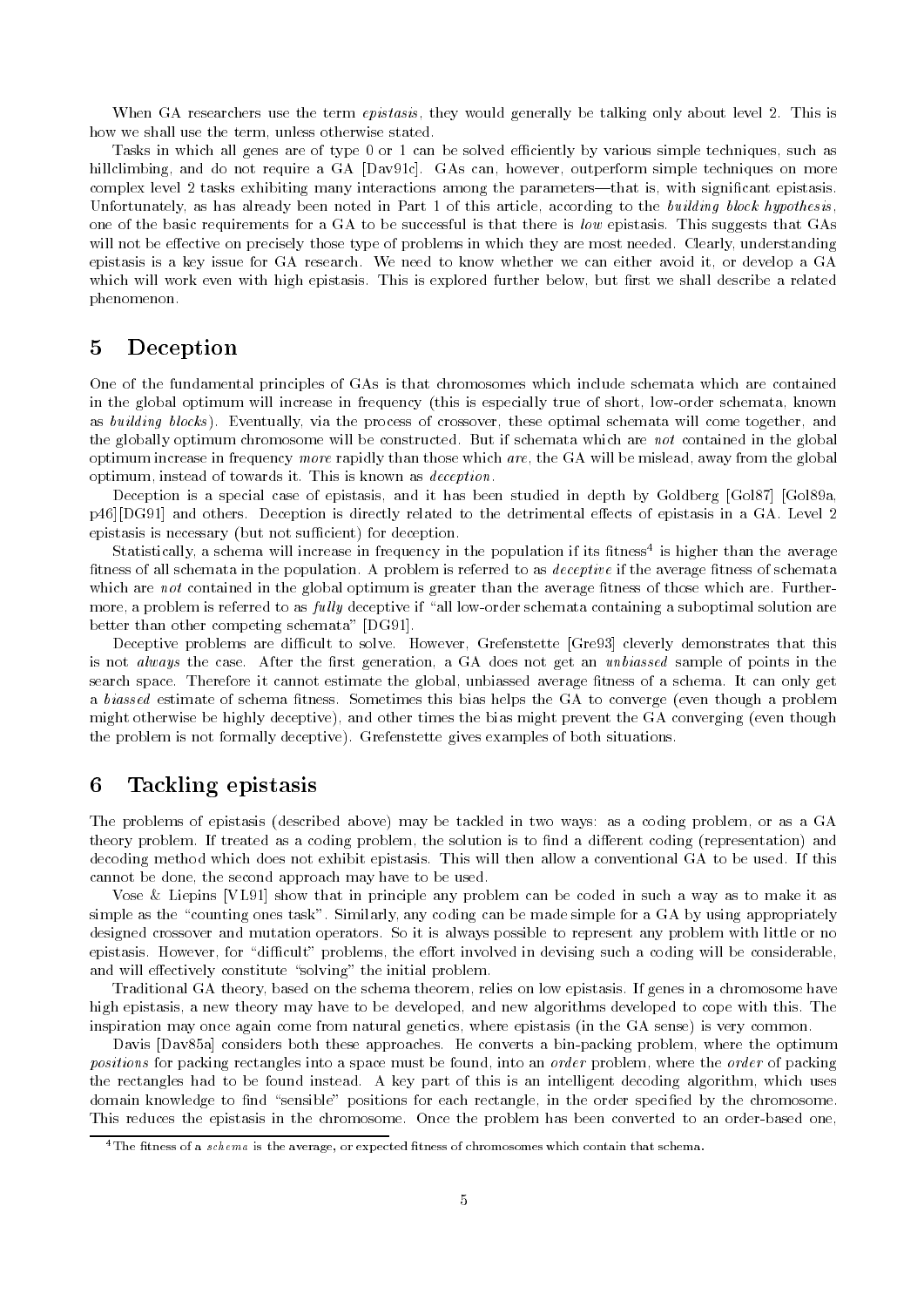When GA researchers use the term *epistasis*, they would generally be talking only about level 2. This is how we shall use the term, unless otherwise stated.

Tasks in which all genes are of type 0 or 1 can be solved efficiently by various simple techniques, such as hillclimbing, and do not require a GA [Dav91c]. GAs can, however, outperform simple techniques on more complex level 2 tasks exhibiting many interactions among the parameters—that is, with significant epistasis. Unfortunately, as has already been noted in Part 1 of this article, according to the *building block hypothesis*, one of the basic requirements for a GA to be successful is that there is *low* epistasis. This suggests that GAs will not be effective on precisely those type of problems in which they are most needed. Clearly, understanding epistasis is a key issue for GA research. We need to know whether we can either avoid it, or develop a GA which will work even with high epistasis. This is explored further below, but first we shall describe a related phenomenon.

# 5 Deception

One of the fundamental principles of GAs is that chromosomes which include schemata which are contained in the global optimum will increase in frequency (this is especially true of short, low-order schemata, known as *building blocks*). Eventually, via the process of crossover, these optimal schemata will come together, and the globally optimum chromosome will be constructed. But if schemata which are *not* contained in the global optimum increase in frequency *more* rapidly than those which *are*, the GA will be mislead, away from the global optimum, instead of towards it. This is known as *deception*.

Deception is a special case of epistasis, and it has been studied in depth by Goldberg [Gol87] [Gol89a, p46][DG91] and others. Deception is directly related to the detrimental effects of epistasis in a GA. Level 2 epistasis is necessary (but not sufficient) for deception.

Statistically, a schema will increase in frequency in the population if its fitness[4] is higher than the average fitness of all schemata in the population. A problem is referred to as *deceptive* if the average fitness of schemata which are *not* contained in the global optimum is greater than the average fitness of those which are. Furthermore, a problem is referred to as *fully* deceptive if "all low-order schemata containing a suboptimal solution are better than other competing schemata" [DG91].

Deceptive problems are difficult to solve. However, Grefenstette [Gre93] cleverly demonstrates that this is not *always* the case. After the first generation, a GA does not get an *unbiassed* sample of points in the search space. Therefore it cannot estimate the global, unbiassed average fitness of a schema. It can only get a *biassed* estimate of schema fitness. Sometimes this bias helps the GA to converge (even though a problem might otherwise be highly deceptive), and other times the bias might prevent the GA converging (even though the problem is not formally deceptive). Grefenstette gives examples of both situations.

# 6 Tackling epistasis

The problems of epistasis (described above) may be tackled in two ways: as a coding problem, or as a GA theory problem. If treated as a coding problem, the solution is to find a different coding (representation) and decoding method which does not exhibit epistasis. This will then allow a conventional GA to be used. If this cannot be done, the second approach may have to be used.

Vose & Liepins [VL91] show that in principle any problem can be coded in such a way as to make it as simple as the "counting ones task". Similarly, any coding can be made simple for a GA by using appropriately designed crossover and mutation operators. So it is always possible to represent any problem with little or no epistasis. However, for "difficult" problems, the effort involved in devising such a coding will be considerable, and will effectively constitute "solving" the initial problem.

Traditional GA theory, based on the schema theorem, relies on low epistasis. If genes in a chromosome have high epistasis, a new theory may have to be developed, and new algorithms developed to cope with this. The inspiration may once again come from natural genetics, where epistasis (in the GA sense) is very common.

Davis [Dav85a] considers both these approaches. He converts a bin-packing problem, where the optimum *positions* for packing rectangles into a space must be found, into an *order* problem, where the *order* of packing the rectangles had to be found instead. A key part of this is an intelligent decoding algorithm, which uses domain knowledge to find "sensible" positions for each rectangle, in the order specified by the chromosome. This reduces the epistasis in the chromosome. Once the problem has been converted to an order-based one,

[4] The fitness of a *schema* is the average, or expected fitness of chromosomes which contain that schema.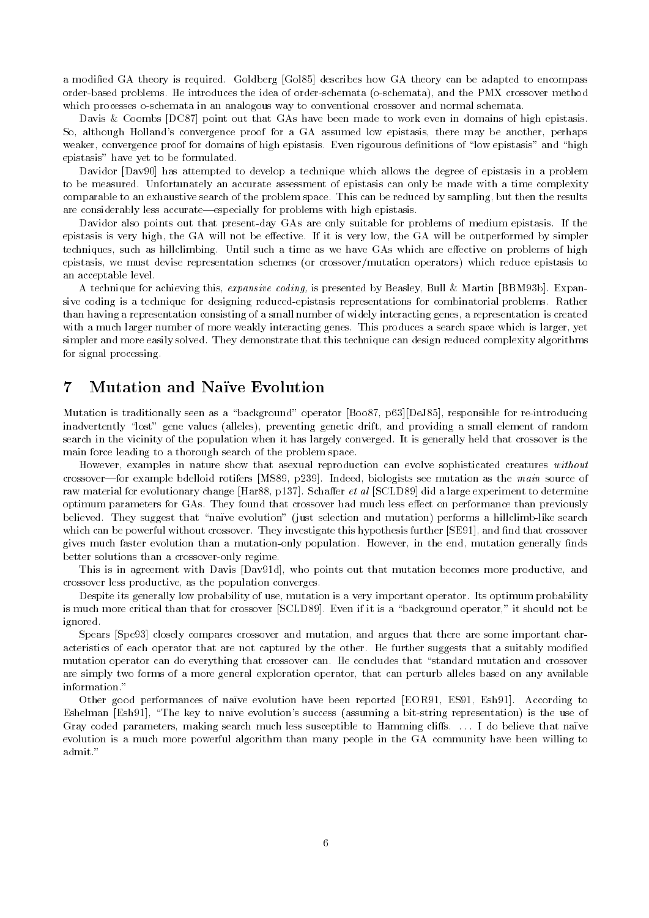a modified GA theory is required. Goldberg [Gol85] describes how GA theory can be adapted to encompass order-based problems. He introduces the idea of order-schemata (o-schemata), and the PMX crossover method which processes o-schemata in an analogous way to conventional crossover and normal schemata.

Davis & Coombs [DC87] point out that GAs have been made to work even in domains of high epistasis. So, although Holland's convergence proof for a GA assumed low epistasis, there may be another, perhaps weaker, convergence proof for domains of high epistasis. Even rigourous definitions of "low epistasis" and "high epistasis" have yet to be formulated.

Davidor [Dav90] has attempted to develop a technique which allows the degree of epistasis in a problem to be measured. Unfortunately an accurate assessment of epistasis can only be made with a time complexity comparable to an exhaustive search of the problem space. This can be reduced by sampling, but then the results are considerably less accurate—especially for problems with high epistasis.

Davidor also points out that present-day GAs are only suitable for problems of medium epistasis. If the epistasis is very high, the GA will not be effective. If it is very low, the GA will be outperformed by simpler techniques, such as hillclimbing. Until such a time as we have GAs which are effective on problems of high epistasis, we must devise representation schemes (or crossover/mutation operators) which reduce epistasis to an acceptable level.

A technique for achieving this, *expansive coding*, is presented by Beasley, Bull & Martin [BBM93b]. Expansive coding is a technique for designing reduced-epistasis representations for combinatorial problems. Rather than having a representation consisting of a small number of widely interacting genes, a representation is created with a much larger number of more weakly interacting genes. This produces a search space which is larger, yet simpler and more easily solved. They demonstrate that this technique can design reduced complexity algorithms for signal processing.

# 7 Mutation and Naïve Evolution

Mutation is traditionally seen as a "background" operator [Boo87, p63][DeJ85], responsible for re-introducing inadvertently "lost" gene values (alleles), preventing genetic drift, and providing a small element of random search in the vicinity of the population when it has largely converged. It is generally held that crossover is the main force leading to a thorough search of the problem space.

However, examples in nature show that asexual reproduction can evolve sophisticated creatures *without* crossover—for example bdelloid rotifers [MS89, p239]. Indeed, biologists see mutation as the *main* source of raw material for evolutionary change [Har88, p137]. Schaffer *et al* [SCLD89] did a large experiment to determine optimum parameters for GAs. They found that crossover had much less effect on performance than previously believed. They suggest that "naïve evolution" (just selection and mutation) performs a hillclimb-like search which can be powerful without crossover. They investigate this hypothesis further [SE91], and find that crossover gives much faster evolution than a mutation-only population. However, in the end, mutation generally finds better solutions than a crossover-only regime.

This is in agreement with Davis [Dav91d], who points out that mutation becomes more productive, and crossover less productive, as the population converges.

Despite its generally low probability of use, mutation is a very important operator. Its optimum probability is much more critical than that for crossover [SCLD89]. Even if it is a "background operator," it should not be ignored.

Spears [Spe93] closely compares crossover and mutation, and argues that there are some important characteristics of each operator that are not captured by the other. He further suggests that a suitably modified mutation operator can do everything that crossover can. He concludes that "standard mutation and crossover are simply two forms of a more general exploration operator, that can perturb alleles based on any available information."

Other good performances of naïve evolution have been reported [EOR91, ES91, Esh91]. According to Eshelman [Esh91], "The key to naïve evolution's success (assuming a bit-string representation) is the use of Gray coded parameters, making search much less susceptible to Hamming cliffs. ... I do believe that naïve evolution is a much more powerful algorithm than many people in the GA community have been willing to admit."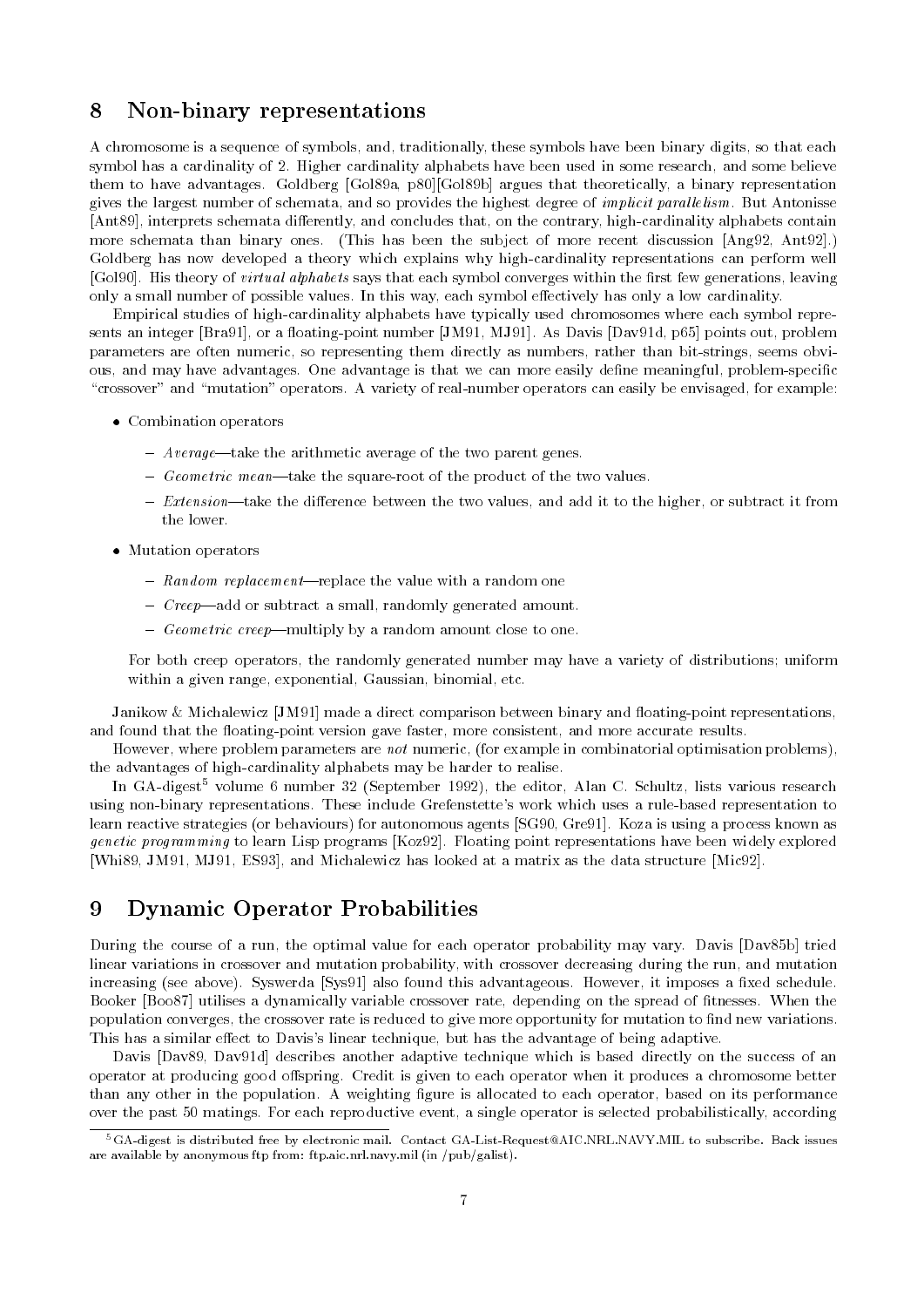## 8 Non-binary representations

A chromosome is a sequence of symbols, and, traditionally, these symbols have been binary digits, so that each symbol has a cardinality of 2. Higher cardinality alphabets have been used in some research, and some believe them to have advantages. Goldberg [Gol89a, p80][Gol89b] argues that theoretically, a binary representation gives the largest number of schemata, and so provides the highest degree of *implicit parallelism*. But Antonisse [Ant89], interprets schemata differently, and concludes that, on the contrary, high-cardinality alphabets contain more schemata than binary ones. (This has been the subject of more recent discussion [Ang92, Ant92].) Goldberg has now developed a theory which explains why high-cardinality representations can perform well [Gol90]. His theory of *virtual alphabets* says that each symbol converges within the first few generations, leaving only a small number of possible values. In this way, each symbol effectively has only a low cardinality.

Empirical studies of high-cardinality alphabets have typically used chromosomes where each symbol represents an integer [Bra91], or a floating-point number [JM91, MJ91]. As Davis [Dav91d, p65] points out, problem parameters are often numeric, so representing them directly as numbers, rather than bit-strings, seems obvious, and may have advantages. One advantage is that we can more easily define meaningful, problem-specific "crossover" and "mutation" operators. A variety of real-number operators can easily be envisaged, for example:

- Combination operators
  - *Average*—take the arithmetic average of the two parent genes.
  - *Geometric mean*—take the square-root of the product of the two values.
  - *Extension*—take the difference between the two values, and add it to the higher, or subtract it from the lower.
- Mutation operators
  - *Random replacement*—replace the value with a random one
  - *Creep*—add or subtract a small, randomly generated amount.
  - *Geometric creep*—multiply by a random amount close to one.

  For both creep operators, the randomly generated number may have a variety of distributions; uniform within a given range, exponential, Gaussian, binomial, etc.

Janikow & Michalewicz [JM91] made a direct comparison between binary and floating-point representations, and found that the floating-point version gave faster, more consistent, and more accurate results.

However, where problem parameters are *not* numeric, (for example in combinatorial optimisation problems), the advantages of high-cardinality alphabets may be harder to realise.

In GA-digest[5] volume 6 number 32 (September 1992), the editor, Alan C. Schultz, lists various research using non-binary representations. These include Grefenstette's work which uses a rule-based representation to learn reactive strategies (or behaviours) for autonomous agents [SG90, Gre91]. Koza is using a process known as *genetic programming* to learn Lisp programs [Koz92]. Floating point representations have been widely explored [Whi89, JM91, MJ91, ES93], and Michalewicz has looked at a matrix as the data structure [Mic92].

## 9 Dynamic Operator Probabilities

During the course of a run, the optimal value for each operator probability may vary. Davis [Dav85b] tried linear variations in crossover and mutation probability, with crossover decreasing during the run, and mutation increasing (see above). Syswerda [Sys91] also found this advantageous. However, it imposes a fixed schedule. Booker [Boo87] utilises a dynamically variable crossover rate, depending on the spread of fitnesses. When the population converges, the crossover rate is reduced to give more opportunity for mutation to find new variations. This has a similar effect to Davis's linear technique, but has the advantage of being adaptive.

Davis [Dav89, Dav91d] describes another adaptive technique which is based directly on the success of an operator at producing good offspring. Credit is given to each operator when it produces a chromosome better than any other in the population. A weighting figure is allocated to each operator, based on its performance over the past 50 matings. For each reproductive event, a single operator is selected probabilistically, according

[5] GA-digest is distributed free by electronic mail. Contact GA-List-Request@AIC.NRL.NAVY.MIL to subscribe. Back issues are available by anonymous ftp from: ftp.aic.nrl.navy.mil (in /pub/galist).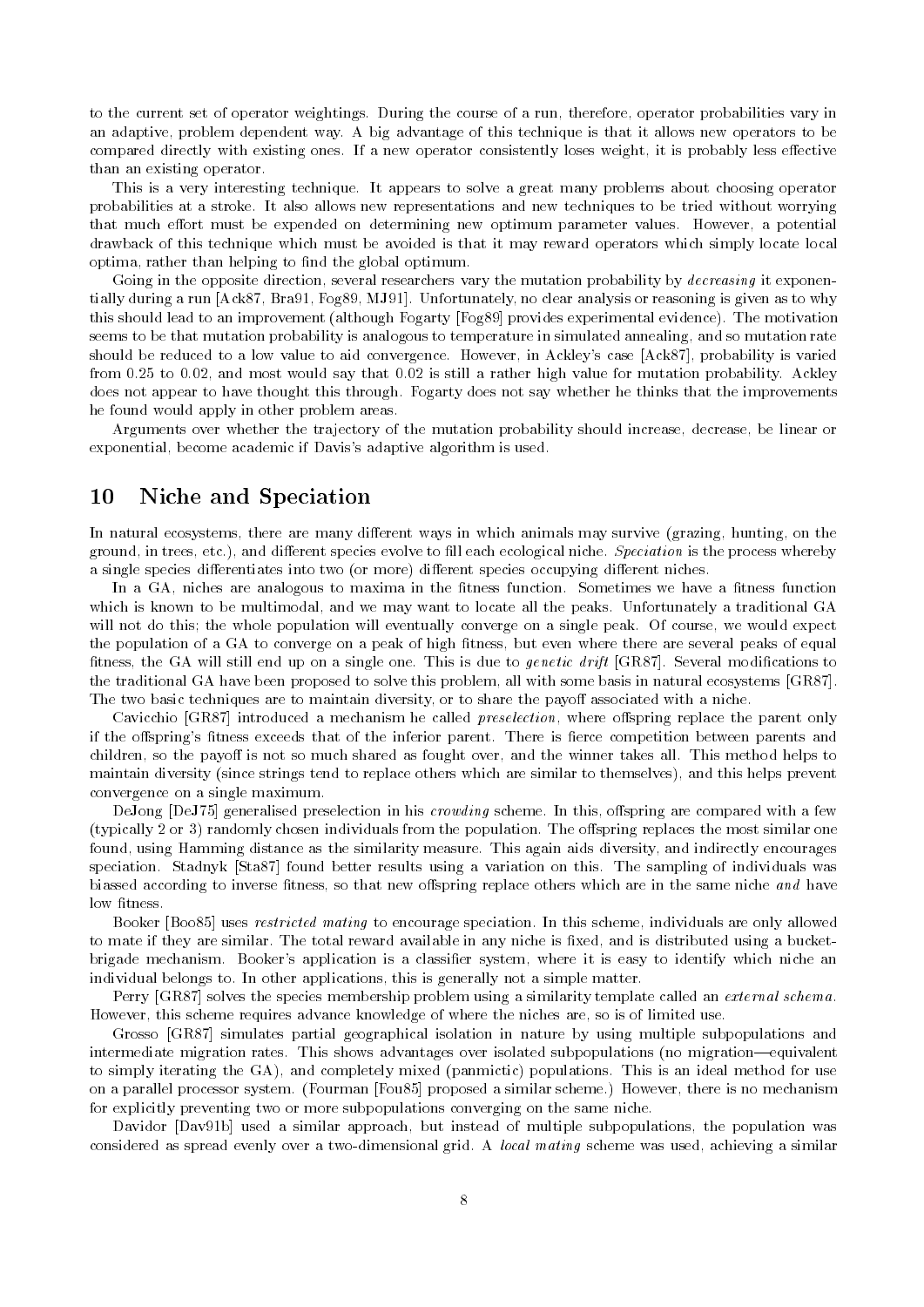to the current set of operator weightings. During the course of a run, therefore, operator probabilities vary in an adaptive, problem dependent way. A big advantage of this technique is that it allows new operators to be compared directly with existing ones. If a new operator consistently loses weight, it is probably less effective than an existing operator.

This is a very interesting technique. It appears to solve a great many problems about choosing operator probabilities at a stroke. It also allows new representations and new techniques to be tried without worrying that much effort must be expended on determining new optimum parameter values. However, a potential drawback of this technique which must be avoided is that it may reward operators which simply locate local optima, rather than helping to find the global optimum.

Going in the opposite direction, several researchers vary the mutation probability by *decreasing* it exponentially during a run [Ack87, Bra91, Fog89, MJ91]. Unfortunately, no clear analysis or reasoning is given as to why this should lead to an improvement (although Fogarty [Fog89] provides experimental evidence). The motivation seems to be that mutation probability is analogous to temperature in simulated annealing, and so mutation rate should be reduced to a low value to aid convergence. However, in Ackley's case [Ack87], probability is varied from 0.25 to 0.02, and most would say that 0.02 is still a rather high value for mutation probability. Ackley does not appear to have thought this through. Fogarty does not say whether he thinks that the improvements he found would apply in other problem areas.

Arguments over whether the trajectory of the mutation probability should increase, decrease, be linear or exponential, become academic if Davis's adaptive algorithm is used.

## 10 Niche and Speciation

In natural ecosystems, there are many different ways in which animals may survive (grazing, hunting, on the ground, in trees, etc.), and different species evolve to fill each ecological niche. *Speciation* is the process whereby a single species differentiates into two (or more) different species occupying different niches.

In a GA, niches are analogous to maxima in the fitness function. Sometimes we have a fitness function which is known to be multimodal, and we may want to locate all the peaks. Unfortunately a traditional GA will not do this; the whole population will eventually converge on a single peak. Of course, we would expect the population of a GA to converge on a peak of high fitness, but even where there are several peaks of equal fitness, the GA will still end up on a single one. This is due to *genetic drift* [GR87]. Several modifications to the traditional GA have been proposed to solve this problem, all with some basis in natural ecosystems [GR87]. The two basic techniques are to maintain diversity, or to share the payoff associated with a niche.

Cavicchio [GR87] introduced a mechanism he called *preselection*, where offspring replace the parent only if the offspring's fitness exceeds that of the inferior parent. There is fierce competition between parents and children, so the payoff is not so much shared as fought over, and the winner takes all. This method helps to maintain diversity (since strings tend to replace others which are similar to themselves), and this helps prevent convergence on a single maximum.

DeJong [DeJ75] generalised preselection in his *crowding* scheme. In this, offspring are compared with a few (typically 2 or 3) randomly chosen individuals from the population. The offspring replaces the most similar one found, using Hamming distance as the similarity measure. This again aids diversity, and indirectly encourages speciation. Stadnyk [Sta87] found better results using a variation on this. The sampling of individuals was biassed according to inverse fitness, so that new offspring replace others which are in the same niche *and* have low fitness.

Booker [Boo85] uses *restricted mating* to encourage speciation. In this scheme, individuals are only allowed to mate if they are similar. The total reward available in any niche is fixed, and is distributed using a bucket-brigade mechanism. Booker's application is a classifier system, where it is easy to identify which niche an individual belongs to. In other applications, this is generally not a simple matter.

Perry [GR87] solves the species membership problem using a similarity template called an *external schema*. However, this scheme requires advance knowledge of where the niches are, so is of limited use.

Grosso [GR87] simulates partial geographical isolation in nature by using multiple subpopulations and intermediate migration rates. This shows advantages over isolated subpopulations (no migration—equivalent to simply iterating the GA), and completely mixed (panmictic) populations. This is an ideal method for use on a parallel processor system. (Fourman [Fou85] proposed a similar scheme.) However, there is no mechanism for explicitly preventing two or more subpopulations converging on the same niche.

Davidor [Dav91b] used a similar approach, but instead of multiple subpopulations, the population was considered as spread evenly over a two-dimensional grid. A *local mating* scheme was used, achieving a similar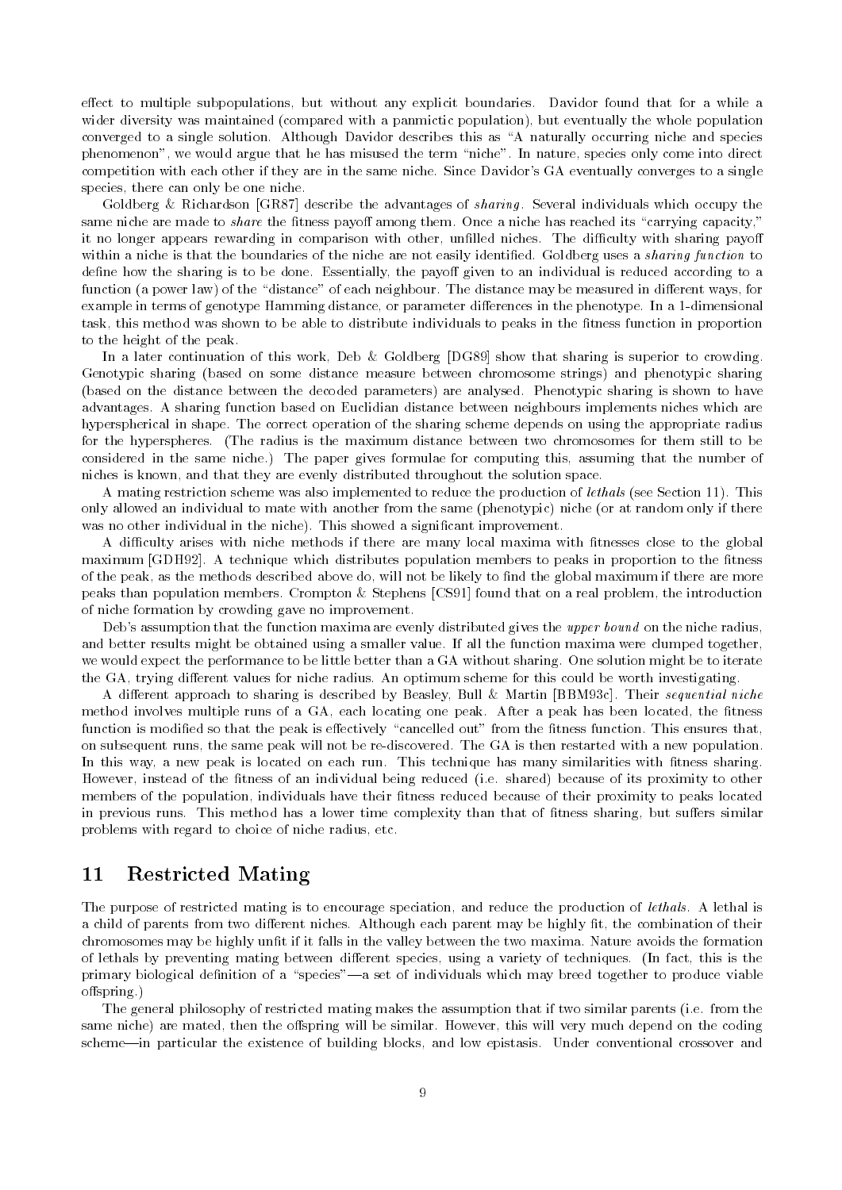effect to multiple subpopulations, but without any explicit boundaries. Davidor found that for a while a wider diversity was maintained (compared with a panmictic population), but eventually the whole population converged to a single solution. Although Davidor describes this as "A naturally occurring niche and species phenomenon", we would argue that he has misused the term "niche". In nature, species only come into direct competition with each other if they are in the same niche. Since Davidor's GA eventually converges to a single species, there can only be one niche.

Goldberg & Richardson [GR87] describe the advantages of *sharing*. Several individuals which occupy the same niche are made to *share* the fitness payoff among them. Once a niche has reached its "carrying capacity," it no longer appears rewarding in comparison with other, unfilled niches. The difficulty with sharing payoff within a niche is that the boundaries of the niche are not easily identified. Goldberg uses a *sharing function* to define how the sharing is to be done. Essentially, the payoff given to an individual is reduced according to a function (a power law) of the "distance" of each neighbour. The distance may be measured in different ways, for example in terms of genotype Hamming distance, or parameter differences in the phenotype. In a 1-dimensional task, this method was shown to be able to distribute individuals to peaks in the fitness function in proportion to the height of the peak.

In a later continuation of this work, Deb & Goldberg [DG89] show that sharing is superior to crowding. Genotypic sharing (based on some distance measure between chromosome strings) and phenotypic sharing (based on the distance between the decoded parameters) are analysed. Phenotypic sharing is shown to have advantages. A sharing function based on Euclidian distance between neighbours implements niches which are hyperspherical in shape. The correct operation of the sharing scheme depends on using the appropriate radius for the hyperspheres. (The radius is the maximum distance between two chromosomes for them still to be considered in the same niche.) The paper gives formulae for computing this, assuming that the number of niches is known, and that they are evenly distributed throughout the solution space.

A mating restriction scheme was also implemented to reduce the production of *lethals* (see Section 11). This only allowed an individual to mate with another from the same (phenotypic) niche (or at random only if there was no other individual in the niche). This showed a significant improvement.

A difficulty arises with niche methods if there are many local maxima with fitnesses close to the global maximum [GDH92]. A technique which distributes population members to peaks in proportion to the fitness of the peak, as the methods described above do, will not be likely to find the global maximum if there are more peaks than population members. Crompton & Stephens [CS91] found that on a real problem, the introduction of niche formation by crowding gave no improvement.

Deb's assumption that the function maxima are evenly distributed gives the *upper bound* on the niche radius, and better results might be obtained using a smaller value. If all the function maxima were clumped together, we would expect the performance to be little better than a GA without sharing. One solution might be to iterate the GA, trying different values for niche radius. An optimum scheme for this could be worth investigating.

A different approach to sharing is described by Beasley, Bull & Martin [BBM93c]. Their *sequential niche* method involves multiple runs of a GA, each locating one peak. After a peak has been located, the fitness function is modified so that the peak is effectively "cancelled out" from the fitness function. This ensures that, on subsequent runs, the same peak will not be re-discovered. The GA is then restarted with a new population. In this way, a new peak is located on each run. This technique has many similarities with fitness sharing. However, instead of the fitness of an individual being reduced (i.e. shared) because of its proximity to other members of the population, individuals have their fitness reduced because of their proximity to peaks located in previous runs. This method has a lower time complexity than that of fitness sharing, but suffers similar problems with regard to choice of niche radius, etc.

## 11 Restricted Mating

The purpose of restricted mating is to encourage speciation, and reduce the production of *lethals*. A lethal is a child of parents from two different niches. Although each parent may be highly fit, the combination of their chromosomes may be highly unfit if it falls in the valley between the two maxima. Nature avoids the formation of lethals by preventing mating between different species, using a variety of techniques. (In fact, this is the primary biological definition of a "species"—a set of individuals which may breed together to produce viable offspring.)

The general philosophy of restricted mating makes the assumption that if two similar parents (i.e. from the same niche) are mated, then the offspring will be similar. However, this will very much depend on the coding scheme—in particular the existence of building blocks, and low epistasis. Under conventional crossover and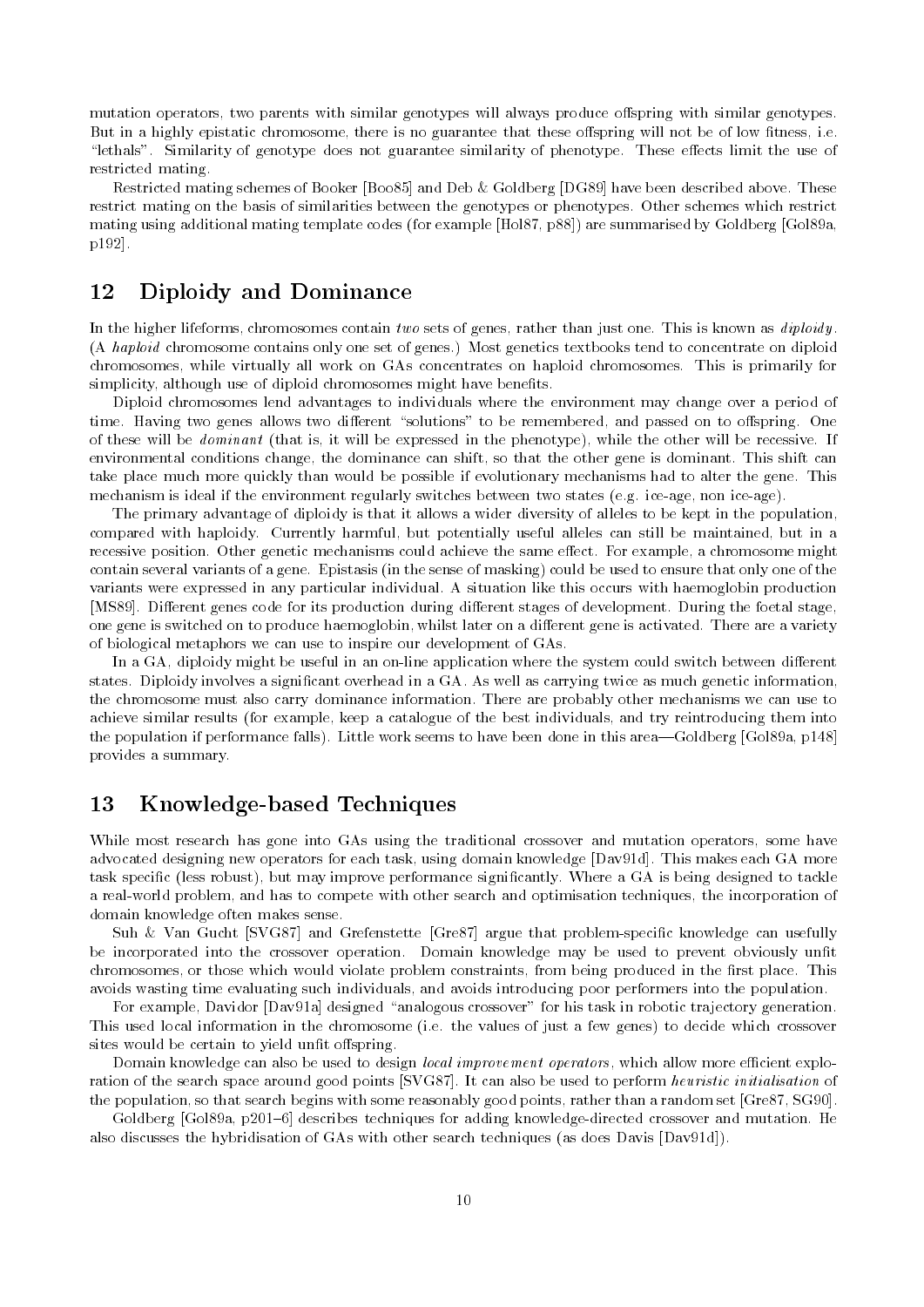mutation operators, two parents with similar genotypes will always produce offspring with similar genotypes. But in a highly epistatic chromosome, there is no guarantee that these offspring will not be of low fitness, i.e. "lethals". Similarity of genotype does not guarantee similarity of phenotype. These effects limit the use of restricted mating.

Restricted mating schemes of Booker [Boo85] and Deb & Goldberg [DG89] have been described above. These restrict mating on the basis of similarities between the genotypes or phenotypes. Other schemes which restrict mating using additional mating template codes (for example [Hol87, p88]) are summarised by Goldberg [Gol89a, p192].

## 12 Diploidy and Dominance

In the higher lifeforms, chromosomes contain *two* sets of genes, rather than just one. This is known as *diploidy*. (A *haploid* chromosome contains only one set of genes.) Most genetics textbooks tend to concentrate on diploid chromosomes, while virtually all work on GAs concentrates on haploid chromosomes. This is primarily for simplicity, although use of diploid chromosomes might have benefits.

Diploid chromosomes lend advantages to individuals where the environment may change over a period of time. Having two genes allows two different "solutions" to be remembered, and passed on to offspring. One of these will be *dominant* (that is, it will be expressed in the phenotype), while the other will be recessive. If environmental conditions change, the dominance can shift, so that the other gene is dominant. This shift can take place much more quickly than would be possible if evolutionary mechanisms had to alter the gene. This mechanism is ideal if the environment regularly switches between two states (e.g. ice-age, non ice-age).

The primary advantage of diploidy is that it allows a wider diversity of alleles to be kept in the population, compared with haploidy. Currently harmful, but potentially useful alleles can still be maintained, but in a recessive position. Other genetic mechanisms could achieve the same effect. For example, a chromosome might contain several variants of a gene. Epistasis (in the sense of masking) could be used to ensure that only one of the variants were expressed in any particular individual. A situation like this occurs with haemoglobin production [MS89]. Different genes code for its production during different stages of development. During the foetal stage, one gene is switched on to produce haemoglobin, whilst later on a different gene is activated. There are a variety of biological metaphors we can use to inspire our development of GAs.

In a GA, diploidy might be useful in an on-line application where the system could switch between different states. Diploidy involves a significant overhead in a GA. As well as carrying twice as much genetic information, the chromosome must also carry dominance information. There are probably other mechanisms we can use to achieve similar results (for example, keep a catalogue of the best individuals, and try reintroducing them into the population if performance falls). Little work seems to have been done in this area—Goldberg [Gol89a, p148] provides a summary.

## 13 Knowledge-based Techniques

While most research has gone into GAs using the traditional crossover and mutation operators, some have advocated designing new operators for each task, using domain knowledge [Dav91d]. This makes each GA more task specific (less robust), but may improve performance significantly. Where a GA is being designed to tackle a real-world problem, and has to compete with other search and optimisation techniques, the incorporation of domain knowledge often makes sense.

Suh & Van Gucht [SVG87] and Grefenstette [Gre87] argue that problem-specific knowledge can usefully be incorporated into the crossover operation. Domain knowledge may be used to prevent obviously unfit chromosomes, or those which would violate problem constraints, from being produced in the first place. This avoids wasting time evaluating such individuals, and avoids introducing poor performers into the population.

For example, Davidor [Dav91a] designed "analogous crossover" for his task in robotic trajectory generation. This used local information in the chromosome (i.e. the values of just a few genes) to decide which crossover sites would be certain to yield unfit offspring.

Domain knowledge can also be used to design *local improvement operators*, which allow more efficient exploration of the search space around good points [SVG87]. It can also be used to perform *heuristic initialisation* of the population, so that search begins with some reasonably good points, rather than a random set [Gre87, SG90].

Goldberg [Gol89a, p201–6] describes techniques for adding knowledge-directed crossover and mutation. He also discusses the hybridisation of GAs with other search techniques (as does Davis [Dav91d]).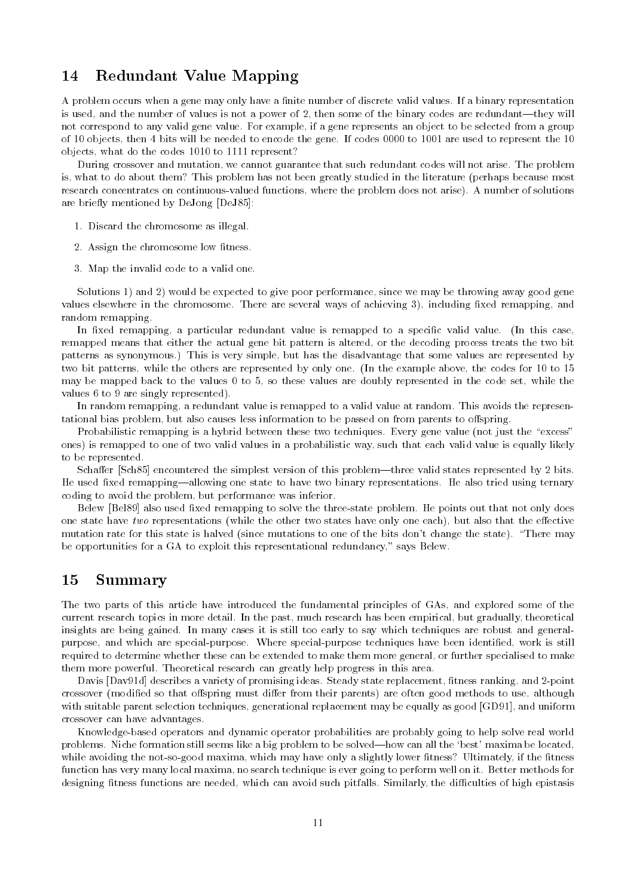## 14 Redundant Value Mapping

A problem occurs when a gene may only have a finite number of discrete valid values. If a binary representation is used, and the number of values is not a power of 2, then some of the binary codes are redundant—they will not correspond to any valid gene value. For example, if a gene represents an object to be selected from a group of 10 objects, then 4 bits will be needed to encode the gene. If codes 0000 to 1001 are used to represent the 10 objects, what do the codes 1010 to 1111 represent?

During crossover and mutation, we cannot guarantee that such redundant codes will not arise. The problem is, what to do about them? This problem has not been greatly studied in the literature (perhaps because most research concentrates on continuous-valued functions, where the problem does not arise). A number of solutions are briefly mentioned by DeJong [DeJ85]:

1. Discard the chromosome as illegal.
2. Assign the chromosome low fitness.
3. Map the invalid code to a valid one.

Solutions 1) and 2) would be expected to give poor performance, since we may be throwing away good gene values elsewhere in the chromosome. There are several ways of achieving 3), including fixed remapping, and random remapping.

In fixed remapping, a particular redundant value is remapped to a specific valid value. (In this case, remapped means that either the actual gene bit pattern is altered, or the decoding process treats the two bit patterns as synonymous.) This is very simple, but has the disadvantage that some values are represented by two bit patterns, while the others are represented by only one. (In the example above, the codes for 10 to 15 may be mapped back to the values 0 to 5, so these values are doubly represented in the code set, while the values 6 to 9 are singly represented).

In random remapping, a redundant value is remapped to a valid value at random. This avoids the representational bias problem, but also causes less information to be passed on from parents to offspring.

Probabilistic remapping is a hybrid between these two techniques. Every gene value (not just the "excess" ones) is remapped to one of two valid values in a probabilistic way, such that each valid value is equally likely to be represented.

Schaffer [Sch85] encountered the simplest version of this problem—three valid states represented by 2 bits. He used fixed remapping—allowing one state to have two binary representations. He also tried using ternary coding to avoid the problem, but performance was inferior.

Belew [Bel89] also used fixed remapping to solve the three-state problem. He points out that not only does one state have *two* representations (while the other two states have only one each), but also that the effective mutation rate for this state is halved (since mutations to one of the bits don't change the state). "There may be opportunities for a GA to exploit this representational redundancy," says Belew.

## 15 Summary

The two parts of this article have introduced the fundamental principles of GAs, and explored some of the current research topics in more detail. In the past, much research has been empirical, but gradually, theoretical insights are being gained. In many cases it is still too early to say which techniques are robust and general-purpose, and which are special-purpose. Where special-purpose techniques have been identified, work is still required to determine whether these can be extended to make them more general, or further specialised to make them more powerful. Theoretical research can greatly help progress in this area.

Davis [Dav91d] describes a variety of promising ideas. Steady state replacement, fitness ranking, and 2-point crossover (modified so that offspring must differ from their parents) are often good methods to use, although with suitable parent selection techniques, generational replacement may be equally as good [GD91], and uniform crossover can have advantages.

Knowledge-based operators and dynamic operator probabilities are probably going to help solve real world problems. Niche formation still seems like a big problem to be solved—how can all the 'best' maxima be located, while avoiding the not-so-good maxima, which may have only a slightly lower fitness? Ultimately, if the fitness function has very many local maxima, no search technique is ever going to perform well on it. Better methods for designing fitness functions are needed, which can avoid such pitfalls. Similarly, the difficulties of high epistasis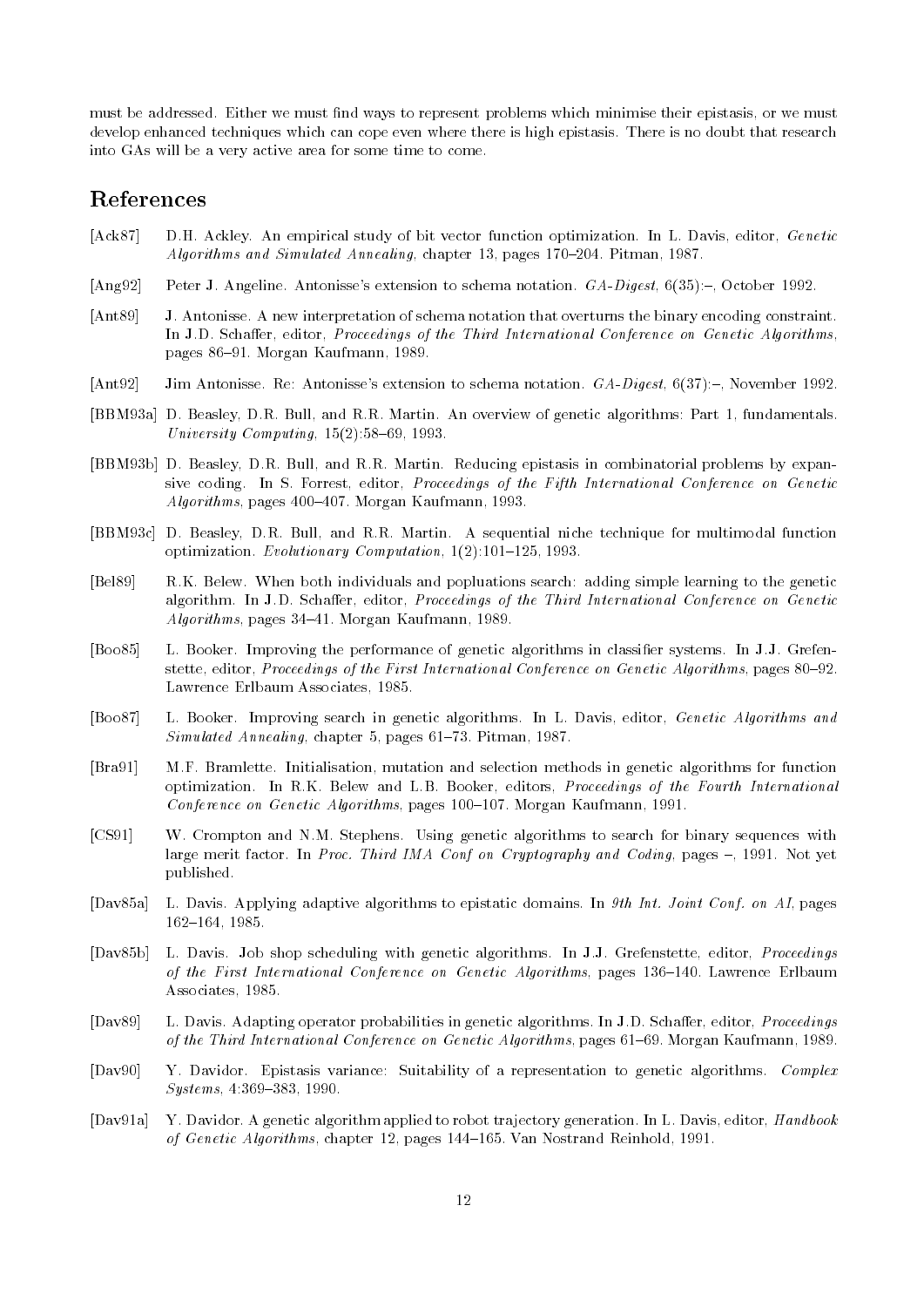must be addressed. Either we must find ways to represent problems which minimise their epistasis, or we must develop enhanced techniques which can cope even where there is high epistasis. There is no doubt that research into GAs will be a very active area for some time to come.

## References

[Ack87] D.H. Ackley. An empirical study of bit vector function optimization. In L. Davis, editor, *Genetic Algorithms and Simulated Annealing*, chapter 13, pages 170–204. Pitman, 1987.

[Ang92] Peter J. Angeline. Antonisse's extension to schema notation. *GA-Digest*, 6(35):–, October 1992.

[Ant89] J. Antonisse. A new interpretation of schema notation that overturns the binary encoding constraint. In J.D. Schaffer, editor, *Proceedings of the Third International Conference on Genetic Algorithms*, pages 86–91. Morgan Kaufmann, 1989.

[Ant92] Jim Antonisse. Re: Antonisse's extension to schema notation. *GA-Digest*, 6(37):–, November 1992.

[BBM93a] D. Beasley, D.R. Bull, and R.R. Martin. An overview of genetic algorithms: Part 1, fundamentals. *University Computing*, 15(2):58–69, 1993.

[BBM93b] D. Beasley, D.R. Bull, and R.R. Martin. Reducing epistasis in combinatorial problems by expansive coding. In S. Forrest, editor, *Proceedings of the Fifth International Conference on Genetic Algorithms*, pages 400–407. Morgan Kaufmann, 1993.

[BBM93c] D. Beasley, D.R. Bull, and R.R. Martin. A sequential niche technique for multimodal function optimization. *Evolutionary Computation*, 1(2):101–125, 1993.

[Bel89] R.K. Belew. When both individuals and popluations search: adding simple learning to the genetic algorithm. In J.D. Schaffer, editor, *Proceedings of the Third International Conference on Genetic Algorithms*, pages 34–41. Morgan Kaufmann, 1989.

[Boo85] L. Booker. Improving the performance of genetic algorithms in classifier systems. In J.J. Grefenstette, editor, *Proceedings of the First International Conference on Genetic Algorithms*, pages 80–92. Lawrence Erlbaum Associates, 1985.

[Boo87] L. Booker. Improving search in genetic algorithms. In L. Davis, editor, *Genetic Algorithms and Simulated Annealing*, chapter 5, pages 61–73. Pitman, 1987.

[Bra91] M.F. Bramlette. Initialisation, mutation and selection methods in genetic algorithms for function optimization. In R.K. Belew and L.B. Booker, editors, *Proceedings of the Fourth International Conference on Genetic Algorithms*, pages 100–107. Morgan Kaufmann, 1991.

[CS91] W. Crompton and N.M. Stephens. Using genetic algorithms to search for binary sequences with large merit factor. In *Proc. Third IMA Conf on Cryptography and Coding*, pages –, 1991. Not yet published.

[Dav85a] L. Davis. Applying adaptive algorithms to epistatic domains. In *9th Int. Joint Conf. on AI*, pages 162–164, 1985.

[Dav85b] L. Davis. Job shop scheduling with genetic algorithms. In J.J. Grefenstette, editor, *Proceedings of the First International Conference on Genetic Algorithms*, pages 136–140. Lawrence Erlbaum Associates, 1985.

[Dav89] L. Davis. Adapting operator probabilities in genetic algorithms. In J.D. Schaffer, editor, *Proceedings of the Third International Conference on Genetic Algorithms*, pages 61–69. Morgan Kaufmann, 1989.

[Dav90] Y. Davidor. Epistasis variance: Suitability of a representation to genetic algorithms. *Complex Systems*, 4:369–383, 1990.

[Dav91a] Y. Davidor. A genetic algorithm applied to robot trajectory generation. In L. Davis, editor, *Handbook of Genetic Algorithms*, chapter 12, pages 144–165. Van Nostrand Reinhold, 1991.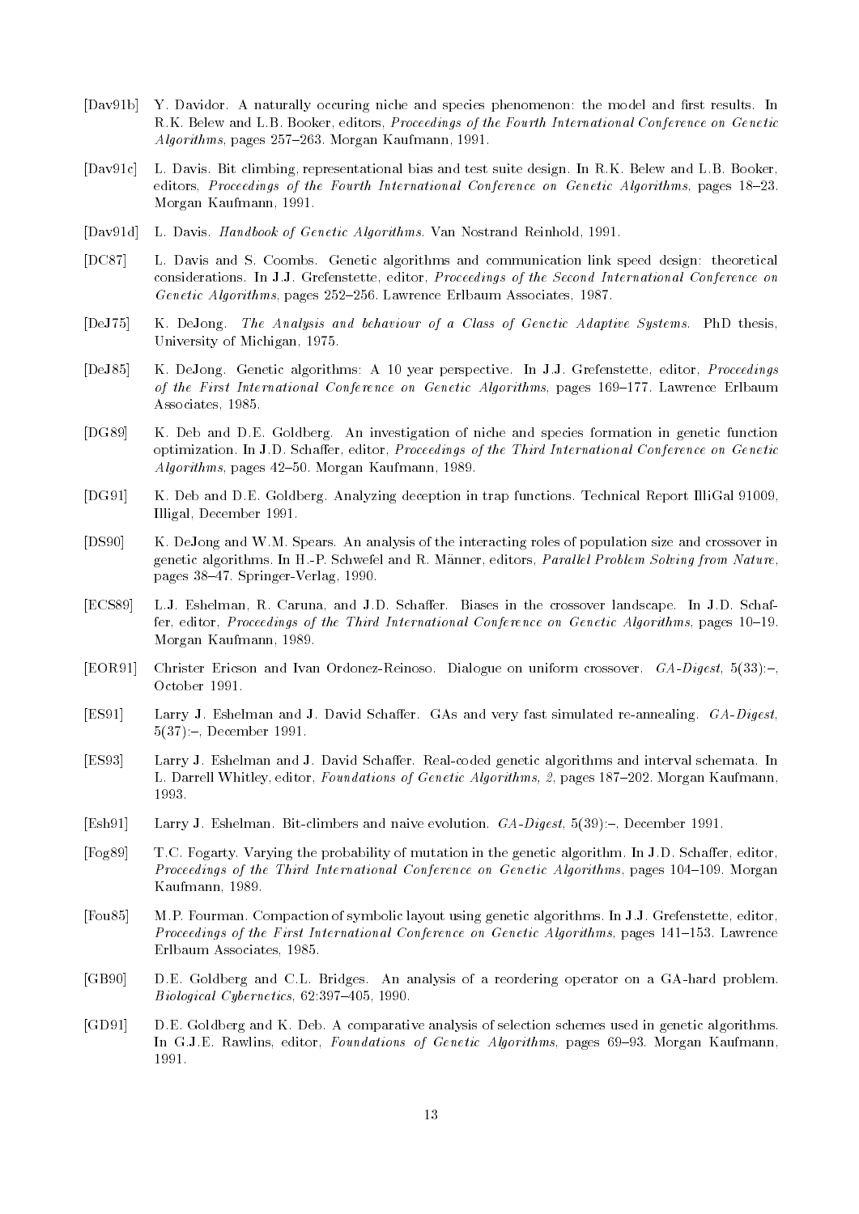[Dav91b] Y. Davidor. A naturally occuring niche and species phenomenon: the model and first results. In R.K. Belew and L.B. Booker, editors, *Proceedings of the Fourth International Conference on Genetic Algorithms*, pages 257–263. Morgan Kaufmann, 1991.

[Dav91c] L. Davis. Bit climbing, representational bias and test suite design. In R.K. Belew and L.B. Booker, editors, *Proceedings of the Fourth International Conference on Genetic Algorithms*, pages 18–23. Morgan Kaufmann, 1991.

[Dav91d] L. Davis. *Handbook of Genetic Algorithms*. Van Nostrand Reinhold, 1991.

[DC87] L. Davis and S. Coombs. Genetic algorithms and communication link speed design: theoretical considerations. In J.J. Grefenstette, editor, *Proceedings of the Second International Conference on Genetic Algorithms*, pages 252–256. Lawrence Erlbaum Associates, 1987.

[DeJ75] K. DeJong. *The Analysis and behaviour of a Class of Genetic Adaptive Systems*. PhD thesis, University of Michigan, 1975.

[DeJ85] K. DeJong. Genetic algorithms: A 10 year perspective. In J.J. Grefenstette, editor, *Proceedings of the First International Conference on Genetic Algorithms*, pages 169–177. Lawrence Erlbaum Associates, 1985.

[DG89] K. Deb and D.E. Goldberg. An investigation of niche and species formation in genetic function optimization. In J.D. Schaffer, editor, *Proceedings of the Third International Conference on Genetic Algorithms*, pages 42–50. Morgan Kaufmann, 1989.

[DG91] K. Deb and D.E. Goldberg. Analyzing deception in trap functions. Technical Report IlliGal 91009, Illigal, December 1991.

[DS90] K. DeJong and W.M. Spears. An analysis of the interacting roles of population size and crossover in genetic algorithms. In H.-P. Schwefel and R. Männer, editors, *Parallel Problem Solving from Nature*, pages 38–47. Springer-Verlag, 1990.

[ECS89] L.J. Eshelman, R. Caruna, and J.D. Schaffer. Biases in the crossover landscape. In J.D. Schaffer, editor, *Proceedings of the Third International Conference on Genetic Algorithms*, pages 10–19. Morgan Kaufmann, 1989.

[EOR91] Christer Ericson and Ivan Ordonez-Reinoso. Dialogue on uniform crossover. *GA-Digest*, 5(33):–, October 1991.

[ES91] Larry J. Eshelman and J. David Schaffer. GAs and very fast simulated re-annealing. *GA-Digest*, 5(37):–, December 1991.

[ES93] Larry J. Eshelman and J. David Schaffer. Real-coded genetic algorithms and interval schemata. In L. Darrell Whitley, editor, *Foundations of Genetic Algorithms, 2*, pages 187–202. Morgan Kaufmann, 1993.

[Esh91] Larry J. Eshelman. Bit-climbers and naive evolution. *GA-Digest*, 5(39):–, December 1991.

[Fog89] T.C. Fogarty. Varying the probability of mutation in the genetic algorithm. In J.D. Schaffer, editor, *Proceedings of the Third International Conference on Genetic Algorithms*, pages 104–109. Morgan Kaufmann, 1989.

[Fou85] M.P. Fourman. Compaction of symbolic layout using genetic algorithms. In J.J. Grefenstette, editor, *Proceedings of the First International Conference on Genetic Algorithms*, pages 141–153. Lawrence Erlbaum Associates, 1985.

[GB90] D.E. Goldberg and C.L. Bridges. An analysis of a reordering operator on a GA-hard problem. *Biological Cybernetics*, 62:397–405, 1990.

[GD91] D.E. Goldberg and K. Deb. A comparative analysis of selection schemes used in genetic algorithms. In G.J.E. Rawlins, editor, *Foundations of Genetic Algorithms*, pages 69–93. Morgan Kaufmann, 1991.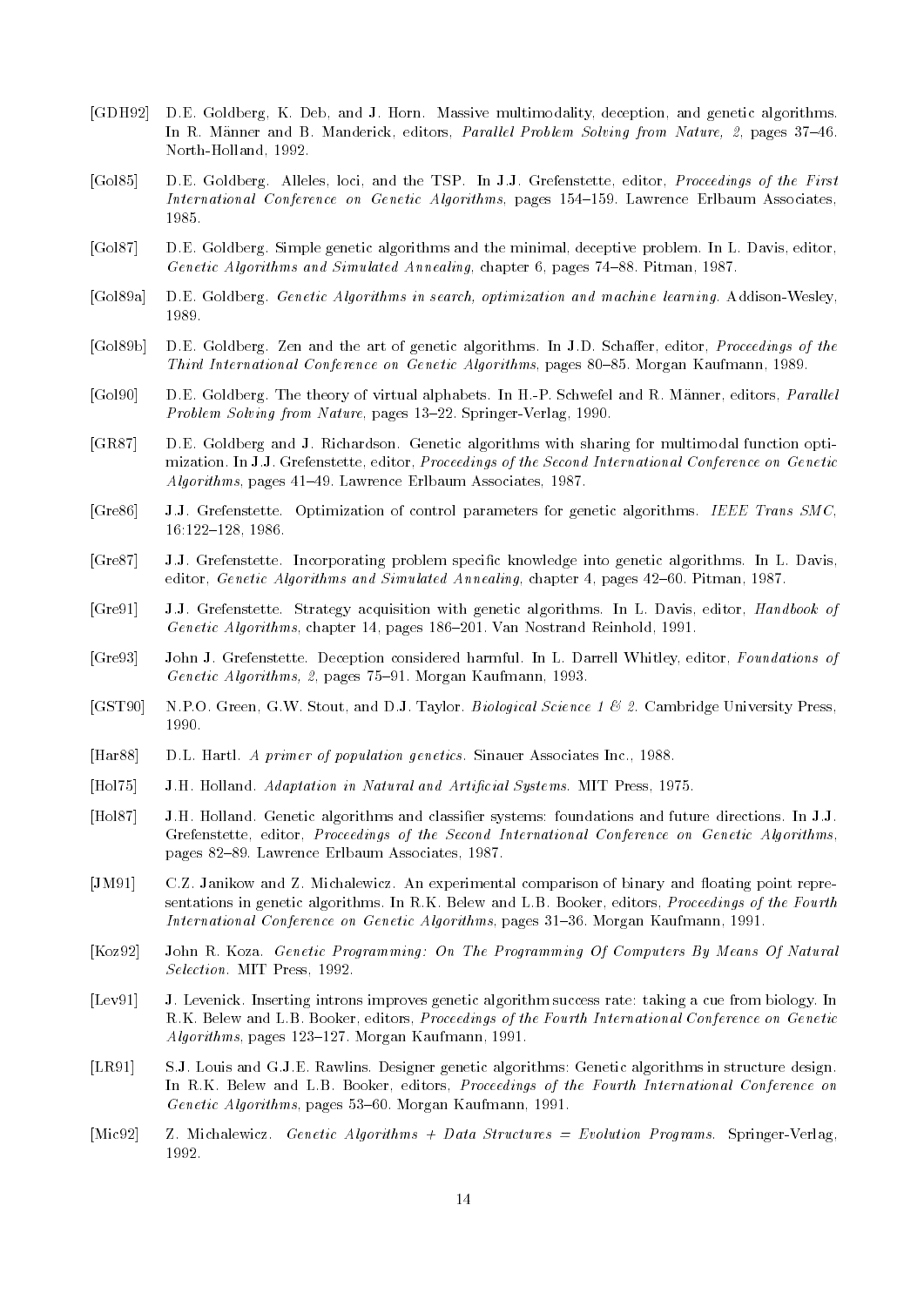[GDH92] D.E. Goldberg, K. Deb, and J. Horn. Massive multimodality, deception, and genetic algorithms. In R. Männer and B. Manderick, editors, *Parallel Problem Solving from Nature, 2*, pages 37–46. North-Holland, 1992.

[Gol85] D.E. Goldberg. Alleles, loci, and the TSP. In J.J. Grefenstette, editor, *Proceedings of the First International Conference on Genetic Algorithms*, pages 154–159. Lawrence Erlbaum Associates, 1985.

[Gol87] D.E. Goldberg. Simple genetic algorithms and the minimal, deceptive problem. In L. Davis, editor, *Genetic Algorithms and Simulated Annealing*, chapter 6, pages 74–88. Pitman, 1987.

[Gol89a] D.E. Goldberg. *Genetic Algorithms in search, optimization and machine learning*. Addison-Wesley, 1989.

[Gol89b] D.E. Goldberg. Zen and the art of genetic algorithms. In J.D. Schaffer, editor, *Proceedings of the Third International Conference on Genetic Algorithms*, pages 80–85. Morgan Kaufmann, 1989.

[Gol90] D.E. Goldberg. The theory of virtual alphabets. In H.-P. Schwefel and R. Männer, editors, *Parallel Problem Solving from Nature*, pages 13–22. Springer-Verlag, 1990.

[GR87] D.E. Goldberg and J. Richardson. Genetic algorithms with sharing for multimodal function optimization. In J.J. Grefenstette, editor, *Proceedings of the Second International Conference on Genetic Algorithms*, pages 41–49. Lawrence Erlbaum Associates, 1987.

[Gre86] J.J. Grefenstette. Optimization of control parameters for genetic algorithms. *IEEE Trans SMC*, 16:122–128, 1986.

[Gre87] J.J. Grefenstette. Incorporating problem specific knowledge into genetic algorithms. In L. Davis, editor, *Genetic Algorithms and Simulated Annealing*, chapter 4, pages 42–60. Pitman, 1987.

[Gre91] J.J. Grefenstette. Strategy acquisition with genetic algorithms. In L. Davis, editor, *Handbook of Genetic Algorithms*, chapter 14, pages 186–201. Van Nostrand Reinhold, 1991.

[Gre93] John J. Grefenstette. Deception considered harmful. In L. Darrell Whitley, editor, *Foundations of Genetic Algorithms, 2*, pages 75–91. Morgan Kaufmann, 1993.

[GST90] N.P.O. Green, G.W. Stout, and D.J. Taylor. *Biological Science 1 & 2*. Cambridge University Press, 1990.

[Har88] D.L. Hartl. *A primer of population genetics*. Sinauer Associates Inc., 1988.

[Hol75] J.H. Holland. *Adaptation in Natural and Artificial Systems*. MIT Press, 1975.

[Hol87] J.H. Holland. Genetic algorithms and classifier systems: foundations and future directions. In J.J. Grefenstette, editor, *Proceedings of the Second International Conference on Genetic Algorithms*, pages 82–89. Lawrence Erlbaum Associates, 1987.

[JM91] C.Z. Janikow and Z. Michalewicz. An experimental comparison of binary and floating point representations in genetic algorithms. In R.K. Belew and L.B. Booker, editors, *Proceedings of the Fourth International Conference on Genetic Algorithms*, pages 31–36. Morgan Kaufmann, 1991.

[Koz92] John R. Koza. *Genetic Programming: On The Programming Of Computers By Means Of Natural Selection*. MIT Press, 1992.

[Lev91] J. Levenick. Inserting introns improves genetic algorithm success rate: taking a cue from biology. In R.K. Belew and L.B. Booker, editors, *Proceedings of the Fourth International Conference on Genetic Algorithms*, pages 123–127. Morgan Kaufmann, 1991.

[LR91] S.J. Louis and G.J.E. Rawlins. Designer genetic algorithms: Genetic algorithms in structure design. In R.K. Belew and L.B. Booker, editors, *Proceedings of the Fourth International Conference on Genetic Algorithms*, pages 53–60. Morgan Kaufmann, 1991.

[Mic92] Z. Michalewicz. *Genetic Algorithms + Data Structures = Evolution Programs*. Springer-Verlag, 1992.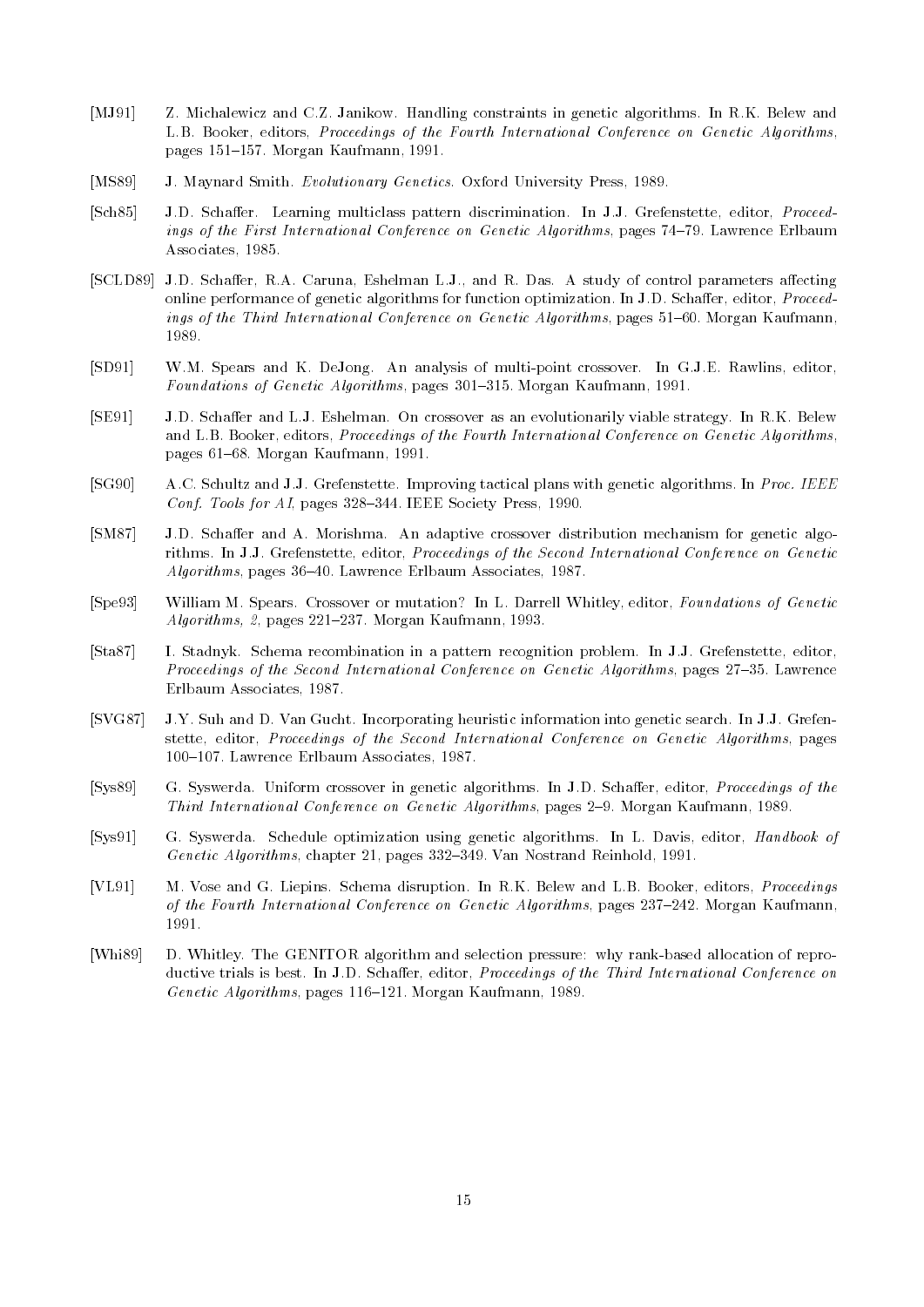[MJ91] Z. Michalewicz and C.Z. Janikow. Handling constraints in genetic algorithms. In R.K. Belew and L.B. Booker, editors, *Proceedings of the Fourth International Conference on Genetic Algorithms*, pages 151–157. Morgan Kaufmann, 1991.

[MS89] J. Maynard Smith. *Evolutionary Genetics*. Oxford University Press, 1989.

[Sch85] J.D. Schaffer. Learning multiclass pattern discrimination. In J.J. Grefenstette, editor, *Proceedings of the First International Conference on Genetic Algorithms*, pages 74–79. Lawrence Erlbaum Associates, 1985.

[SCLD89] J.D. Schaffer, R.A. Caruna, Eshelman L.J., and R. Das. A study of control parameters affecting online performance of genetic algorithms for function optimization. In J.D. Schaffer, editor, *Proceedings of the Third International Conference on Genetic Algorithms*, pages 51–60. Morgan Kaufmann, 1989.

[SD91] W.M. Spears and K. DeJong. An analysis of multi-point crossover. In G.J.E. Rawlins, editor, *Foundations of Genetic Algorithms*, pages 301–315. Morgan Kaufmann, 1991.

[SE91] J.D. Schaffer and L.J. Eshelman. On crossover as an evolutionarily viable strategy. In R.K. Belew and L.B. Booker, editors, *Proceedings of the Fourth International Conference on Genetic Algorithms*, pages 61–68. Morgan Kaufmann, 1991.

[SG90] A.C. Schultz and J.J. Grefenstette. Improving tactical plans with genetic algorithms. In *Proc. IEEE Conf. Tools for AI*, pages 328–344. IEEE Society Press, 1990.

[SM87] J.D. Schaffer and A. Morishma. An adaptive crossover distribution mechanism for genetic algorithms. In J.J. Grefenstette, editor, *Proceedings of the Second International Conference on Genetic Algorithms*, pages 36–40. Lawrence Erlbaum Associates, 1987.

[Spe93] William M. Spears. Crossover or mutation? In L. Darrell Whitley, editor, *Foundations of Genetic Algorithms, 2*, pages 221–237. Morgan Kaufmann, 1993.

[Sta87] I. Stadnyk. Schema recombination in a pattern recognition problem. In J.J. Grefenstette, editor, *Proceedings of the Second International Conference on Genetic Algorithms*, pages 27–35. Lawrence Erlbaum Associates, 1987.

[SVG87] J.Y. Suh and D. Van Gucht. Incorporating heuristic information into genetic search. In J.J. Grefenstette, editor, *Proceedings of the Second International Conference on Genetic Algorithms*, pages 100–107. Lawrence Erlbaum Associates, 1987.

[Sys89] G. Syswerda. Uniform crossover in genetic algorithms. In J.D. Schaffer, editor, *Proceedings of the Third International Conference on Genetic Algorithms*, pages 2–9. Morgan Kaufmann, 1989.

[Sys91] G. Syswerda. Schedule optimization using genetic algorithms. In L. Davis, editor, *Handbook of Genetic Algorithms*, chapter 21, pages 332–349. Van Nostrand Reinhold, 1991.

[VL91] M. Vose and G. Liepins. Schema disruption. In R.K. Belew and L.B. Booker, editors, *Proceedings of the Fourth International Conference on Genetic Algorithms*, pages 237–242. Morgan Kaufmann, 1991.

[Whi89] D. Whitley. The GENITOR algorithm and selection pressure: why rank-based allocation of reproductive trials is best. In J.D. Schaffer, editor, *Proceedings of the Third International Conference on Genetic Algorithms*, pages 116–121. Morgan Kaufmann, 1989.